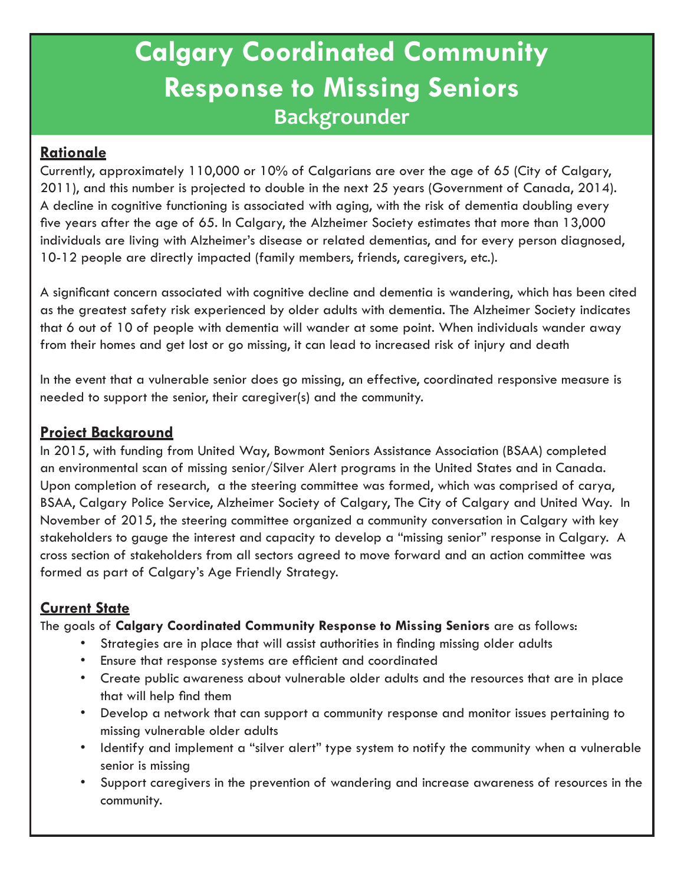# Calgary Coordinated Community Response to Missing Seniors

## Backgrounder

### Rationale

Currently, approximately 110,000 or 10% of Calgarians are over the age of 65 (City of Calgary, 2011), and this number is projected to double in the next 25 years (Government of Canada, 2014). A decline in cognitive functioning is associated with aging, with the risk of dementia doubling every five years after the age of 65. In Calgary, the Alzheimer Society estimates that more than 13,000 individuals are living with Alzheimer's disease or related dementias, and for every person diagnosed, 10-12 people are directly impacted (family members, friends, caregivers, etc.).

A significant concern associated with cognitive decline and dementia is wandering, which has been cited as the greatest safety risk experienced by older adults with dementia. The Alzheimer Society indicates that 6 out of 10 of people with dementia will wander at some point. When individuals wander away from their homes and get lost or go missing, it can lead to increased risk of injury and death

In the event that a vulnerable senior does go missing, an effective, coordinated responsive measure is needed to support the senior, their caregiver(s) and the community.

### Project Background

In 2015, with funding from United Way, Bowmont Seniors Assistance Association (BSAA) completed an environmental scan of missing senior/Silver Alert programs in the United States and in Canada. Upon completion of research, a the steering committee was formed, which was comprised of carya, BSAA, Calgary Police Service, Alzheimer Society of Calgary, The City of Calgary and United Way. In November of 2015, the steering committee organized a community conversation in Calgary with key stakeholders to gauge the interest and capacity to develop a "missing senior" response in Calgary. A cross section of stakeholders from all sectors agreed to move forward and an action committee was formed as part of Calgary's Age Friendly Strategy.

### Current State

The goals of **Calgary Coordinated Community Response to Missing Seniors** are as follows:

- Strategies are in place that will assist authorities in finding missing older adults
- Ensure that response systems are efficient and coordinated
- Create public awareness about vulnerable older adults and the resources that are in place that will help find them
- Develop a network that can support a community response and monitor issues pertaining to missing vulnerable older adults
- Identify and implement a "silver alert" type system to notify the community when a vulnerable senior is missing
- Support caregivers in the prevention of wandering and increase awareness of resources in the community.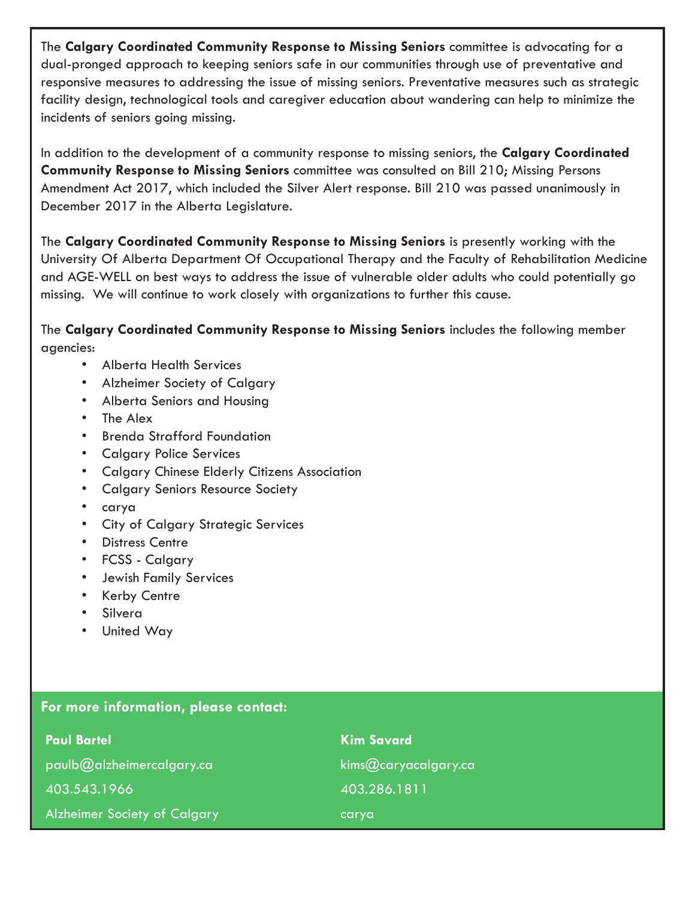The **Calgary Coordinated Community Response to Missing Seniors** committee is advocating for a dual-pronged approach to keeping seniors safe in our communities through use of preventative and responsive measures to addressing the issue of missing seniors. Preventative measures such as strategic facility design, technological tools and caregiver education about wandering can help to minimize the incidents of seniors going missing.

In addition to the development of a community response to missing seniors, the **Calgary Coordinated Community Response to Missing Seniors** committee was consulted on Bill 210; Missing Persons Amendment Act 2017, which included the Silver Alert response. Bill 210 was passed unanimously in December 2017 in the Alberta Legislature.

The **Calgary Coordinated Community Response to Missing Seniors** is presently working with the University Of Alberta Department Of Occupational Therapy and the Faculty of Rehabilitation Medicine and AGE-WELL on best ways to address the issue of vulnerable older adults who could potentially go missing. We will continue to work closely with organizations to further this cause.

The **Calgary Coordinated Community Response to Missing Seniors** includes the following member agencies:

- Alberta Health Services
- Alzheimer Society of Calgary
- Alberta Seniors and Housing
- The Alex
- Brenda Strafford Foundation
- Calgary Police Services
- Calgary Chinese Elderly Citizens Association
- Calgary Seniors Resource Society
- carya
- City of Calgary Strategic Services
- Distress Centre
- FCSS - Calgary
- Jewish Family Services
- Kerby Centre
- Silvera
- United Way

**For more information, please contact:**

**Paul Bartel**
paulb@alzheimercalgary.ca
403.543.1966
Alzheimer Society of Calgary

**Kim Savard**
kims@caryacalgary.ca
403.286.1811
carya